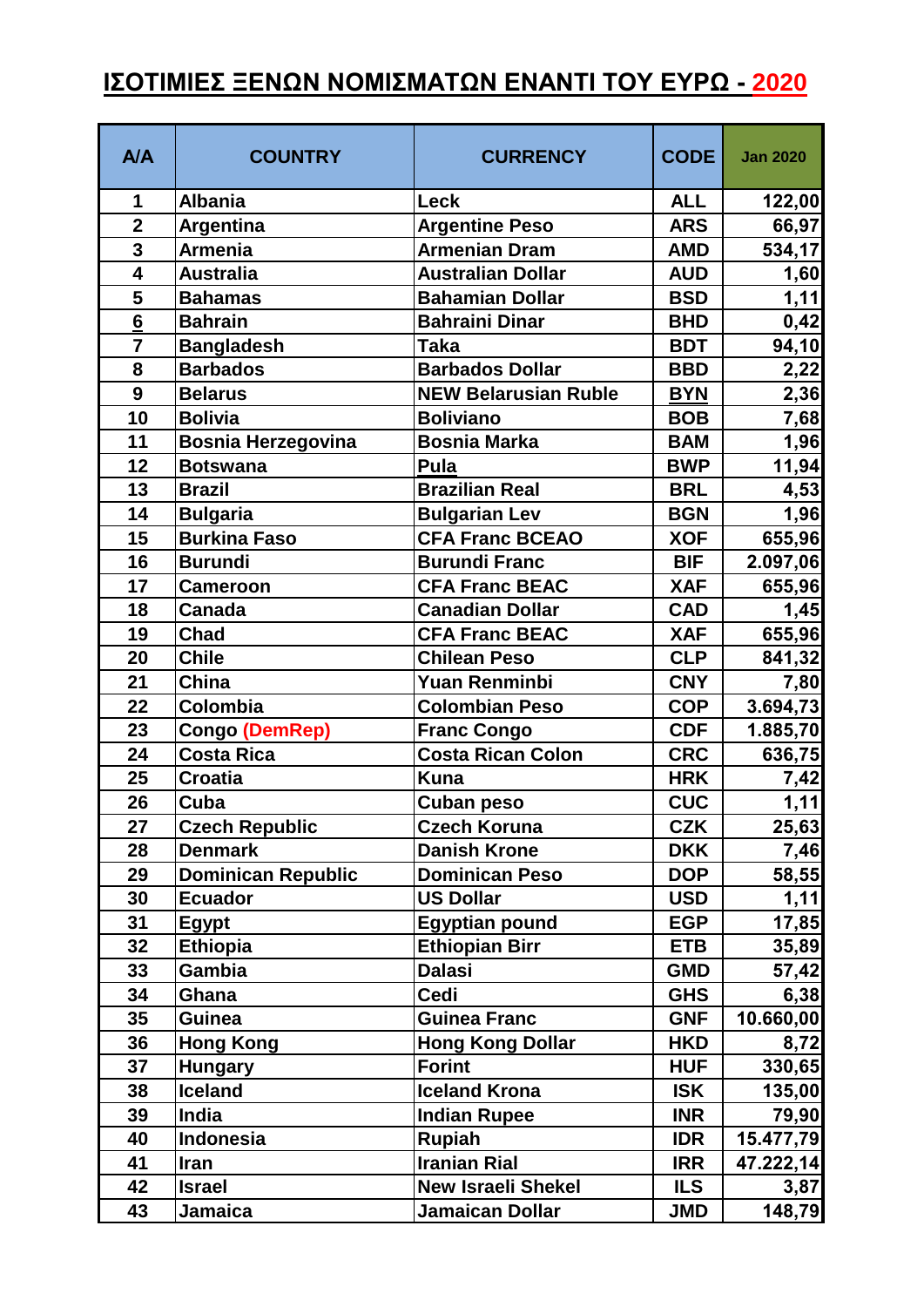# ΙΣΟΤΙΜΙΕΣ ΞΕΝΩΝ ΝΟΜΙΣΜΑΤΩΝ ΕΝΑΝΤΙ ΤΟΥ ΕΥΡΩ - 2020

| A/A | COUNTRY | CURRENCY | CODE | Jan 2020 |
|---|---|---|---|---|
| 1 | Albania | Leck | ALL | 122,00 |
| 2 | Argentina | Argentine Peso | ARS | 66,97 |
| 3 | Armenia | Armenian Dram | AMD | 534,17 |
| 4 | Australia | Australian Dollar | AUD | 1,60 |
| 5 | Bahamas | Bahamian Dollar | BSD | 1,11 |
| 6 | Bahrain | Bahraini Dinar | BHD | 0,42 |
| 7 | Bangladesh | Taka | BDT | 94,10 |
| 8 | Barbados | Barbados Dollar | BBD | 2,22 |
| 9 | Belarus | NEW Belarusian Ruble | BYN | 2,36 |
| 10 | Bolivia | Boliviano | BOB | 7,68 |
| 11 | Bosnia Herzegovina | Bosnia Marka | BAM | 1,96 |
| 12 | Botswana | Pula | BWP | 11,94 |
| 13 | Brazil | Brazilian Real | BRL | 4,53 |
| 14 | Bulgaria | Bulgarian Lev | BGN | 1,96 |
| 15 | Burkina Faso | CFA Franc BCEAO | XOF | 655,96 |
| 16 | Burundi | Burundi Franc | BIF | 2.097,06 |
| 17 | Cameroon | CFA Franc BEAC | XAF | 655,96 |
| 18 | Canada | Canadian Dollar | CAD | 1,45 |
| 19 | Chad | CFA Franc BEAC | XAF | 655,96 |
| 20 | Chile | Chilean Peso | CLP | 841,32 |
| 21 | China | Yuan Renminbi | CNY | 7,80 |
| 22 | Colombia | Colombian Peso | COP | 3.694,73 |
| 23 | Congo (DemRep) | Franc Congo | CDF | 1.885,70 |
| 24 | Costa Rica | Costa Rican Colon | CRC | 636,75 |
| 25 | Croatia | Kuna | HRK | 7,42 |
| 26 | Cuba | Cuban peso | CUC | 1,11 |
| 27 | Czech Republic | Czech Koruna | CZK | 25,63 |
| 28 | Denmark | Danish Krone | DKK | 7,46 |
| 29 | Dominican Republic | Dominican Peso | DOP | 58,55 |
| 30 | Ecuador | US Dollar | USD | 1,11 |
| 31 | Egypt | Egyptian pound | EGP | 17,85 |
| 32 | Ethiopia | Ethiopian Birr | ETB | 35,89 |
| 33 | Gambia | Dalasi | GMD | 57,42 |
| 34 | Ghana | Cedi | GHS | 6,38 |
| 35 | Guinea | Guinea Franc | GNF | 10.660,00 |
| 36 | Hong Kong | Hong Kong Dollar | HKD | 8,72 |
| 37 | Hungary | Forint | HUF | 330,65 |
| 38 | Iceland | Iceland Krona | ISK | 135,00 |
| 39 | India | Indian Rupee | INR | 79,90 |
| 40 | Indonesia | Rupiah | IDR | 15.477,79 |
| 41 | Iran | Iranian Rial | IRR | 47.222,14 |
| 42 | Israel | New Israeli Shekel | ILS | 3,87 |
| 43 | Jamaica | Jamaican Dollar | JMD | 148,79 |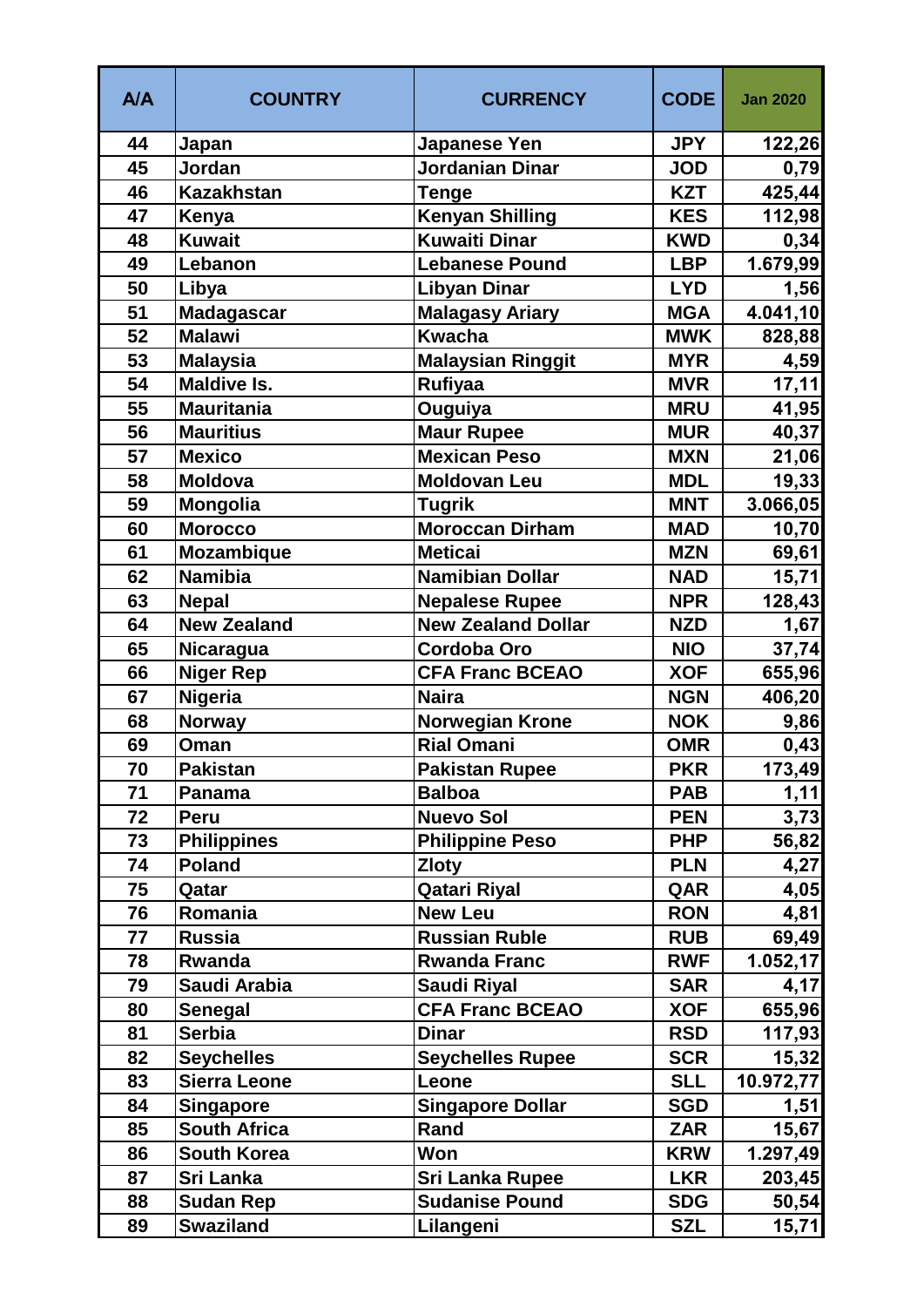| A/A | COUNTRY | CURRENCY | CODE | Jan 2020 |
|---|---|---|---|---|
| 44 | Japan | Japanese Yen | JPY | 122,26 |
| 45 | Jordan | Jordanian Dinar | JOD | 0,79 |
| 46 | Kazakhstan | Tenge | KZT | 425,44 |
| 47 | Kenya | Kenyan Shilling | KES | 112,98 |
| 48 | Kuwait | Kuwaiti Dinar | KWD | 0,34 |
| 49 | Lebanon | Lebanese Pound | LBP | 1.679,99 |
| 50 | Libya | Libyan Dinar | LYD | 1,56 |
| 51 | Madagascar | Malagasy Ariary | MGA | 4.041,10 |
| 52 | Malawi | Kwacha | MWK | 828,88 |
| 53 | Malaysia | Malaysian Ringgit | MYR | 4,59 |
| 54 | Maldive Is. | Rufiyaa | MVR | 17,11 |
| 55 | Mauritania | Ouguiya | MRU | 41,95 |
| 56 | Mauritius | Maur Rupee | MUR | 40,37 |
| 57 | Mexico | Mexican Peso | MXN | 21,06 |
| 58 | Moldova | Moldovan Leu | MDL | 19,33 |
| 59 | Mongolia | Tugrik | MNT | 3.066,05 |
| 60 | Morocco | Moroccan Dirham | MAD | 10,70 |
| 61 | Mozambique | Meticai | MZN | 69,61 |
| 62 | Namibia | Namibian Dollar | NAD | 15,71 |
| 63 | Nepal | Nepalese Rupee | NPR | 128,43 |
| 64 | New Zealand | New Zealand Dollar | NZD | 1,67 |
| 65 | Nicaragua | Cordoba Oro | NIO | 37,74 |
| 66 | Niger Rep | CFA Franc BCEAO | XOF | 655,96 |
| 67 | Nigeria | Naira | NGN | 406,20 |
| 68 | Norway | Norwegian Krone | NOK | 9,86 |
| 69 | Oman | Rial Omani | OMR | 0,43 |
| 70 | Pakistan | Pakistan Rupee | PKR | 173,49 |
| 71 | Panama | Balboa | PAB | 1,11 |
| 72 | Peru | Nuevo Sol | PEN | 3,73 |
| 73 | Philippines | Philippine Peso | PHP | 56,82 |
| 74 | Poland | Zloty | PLN | 4,27 |
| 75 | Qatar | Qatari Riyal | QAR | 4,05 |
| 76 | Romania | New Leu | RON | 4,81 |
| 77 | Russia | Russian Ruble | RUB | 69,49 |
| 78 | Rwanda | Rwanda Franc | RWF | 1.052,17 |
| 79 | Saudi Arabia | Saudi Riyal | SAR | 4,17 |
| 80 | Senegal | CFA Franc BCEAO | XOF | 655,96 |
| 81 | Serbia | Dinar | RSD | 117,93 |
| 82 | Seychelles | Seychelles Rupee | SCR | 15,32 |
| 83 | Sierra Leone | Leone | SLL | 10.972,77 |
| 84 | Singapore | Singapore Dollar | SGD | 1,51 |
| 85 | South Africa | Rand | ZAR | 15,67 |
| 86 | South Korea | Won | KRW | 1.297,49 |
| 87 | Sri Lanka | Sri Lanka Rupee | LKR | 203,45 |
| 88 | Sudan Rep | Sudanise Pound | SDG | 50,54 |
| 89 | Swaziland | Lilangeni | SZL | 15,71 |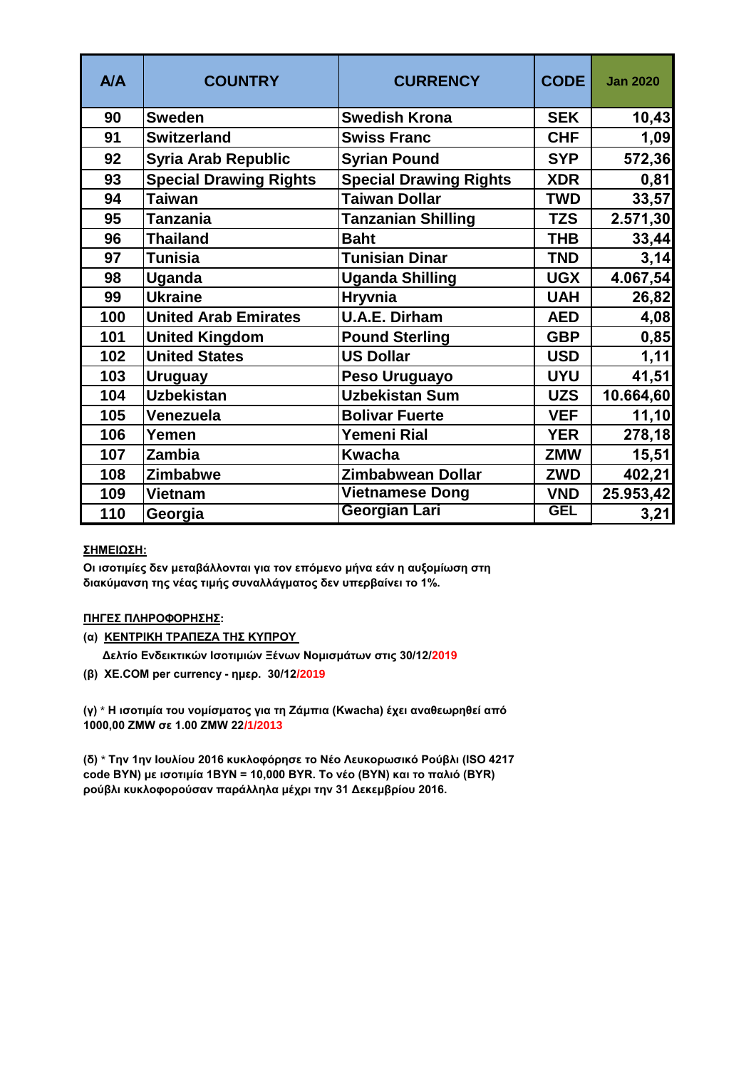| A/A | COUNTRY | CURRENCY | CODE | Jan 2020 |
|---|---|---|---|---|
| 90 | Sweden | Swedish Krona | SEK | 10,43 |
| 91 | Switzerland | Swiss Franc | CHF | 1,09 |
| 92 | Syria Arab Republic | Syrian Pound | SYP | 572,36 |
| 93 | Special Drawing Rights | Special Drawing Rights | XDR | 0,81 |
| 94 | Taiwan | Taiwan Dollar | TWD | 33,57 |
| 95 | Tanzania | Tanzanian Shilling | TZS | 2.571,30 |
| 96 | Thailand | Baht | THB | 33,44 |
| 97 | Tunisia | Tunisian Dinar | TND | 3,14 |
| 98 | Uganda | Uganda Shilling | UGX | 4.067,54 |
| 99 | Ukraine | Hryvnia | UAH | 26,82 |
| 100 | United Arab Emirates | U.A.E. Dirham | AED | 4,08 |
| 101 | United Kingdom | Pound Sterling | GBP | 0,85 |
| 102 | United States | US Dollar | USD | 1,11 |
| 103 | Uruguay | Peso Uruguayo | UYU | 41,51 |
| 104 | Uzbekistan | Uzbekistan Sum | UZS | 10.664,60 |
| 105 | Venezuela | Bolivar Fuerte | VEF | 11,10 |
| 106 | Yemen | Yemeni Rial | YER | 278,18 |
| 107 | Zambia | Kwacha | ZMW | 15,51 |
| 108 | Zimbabwe | Zimbabwean Dollar | ZWD | 402,21 |
| 109 | Vietnam | Vietnamese Dong | VND | 25.953,42 |
| 110 | Georgia | Georgian Lari | GEL | 3,21 |

**ΣΗΜΕΙΩΣΗ:**

**Οι ισοτιμίες δεν μεταβάλλονται για τον επόμενο μήνα εάν η αυξομίωση στη διακύμανση της νέας τιμής συναλλάγματος δεν υπερβαίνει το 1%.**

**ΠΗΓΕΣ ΠΛΗΡΟΦΟΡΗΣΗΣ:**

**(α) ΚΕΝΤΡΙΚΗ ΤΡΑΠΕΖΑ ΤΗΣ ΚΥΠΡΟΥ**

**Δελτίο Ενδεικτικών Ισοτιμιών Ξένων Νομισμάτων στις 30/12/2019**

**(β) XE.COM per currency - ημερ. 30/12/2019**

**(γ) * Η ισοτιμία του νομίσματος για τη Ζάμπια (Kwacha) έχει αναθεωρηθεί από 1000,00 ZMW σε 1.00 ZMW 22/1/2013**

**(δ) * Την 1ην Ιουλίου 2016 κυκλοφόρησε το Νέο Λευκορωσικό Ρούβλι (ISO 4217 code BYN) με ισοτιμία 1BYN = 10,000 BYR. Το νέο (BYN) και το παλιό (BYR) ρούβλι κυκλοφορούσαν παράλληλα μέχρι την 31 Δεκεμβρίου 2016.**